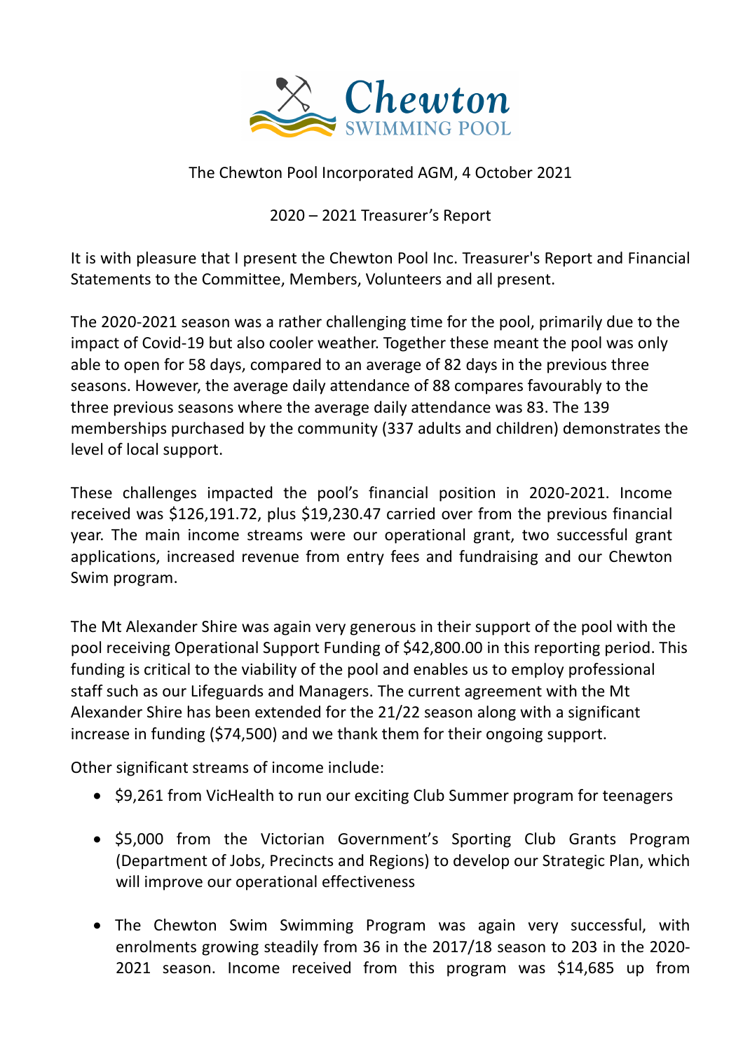Chewton
SWIMMING POOL

The Chewton Pool Incorporated AGM, 4 October 2021

2020 – 2021 Treasurer's Report

It is with pleasure that I present the Chewton Pool Inc. Treasurer's Report and Financial Statements to the Committee, Members, Volunteers and all present.

The 2020-2021 season was a rather challenging time for the pool, primarily due to the impact of Covid-19 but also cooler weather. Together these meant the pool was only able to open for 58 days, compared to an average of 82 days in the previous three seasons. However, the average daily attendance of 88 compares favourably to the three previous seasons where the average daily attendance was 83. The 139 memberships purchased by the community (337 adults and children) demonstrates the level of local support.

These challenges impacted the pool's financial position in 2020-2021. Income received was $126,191.72, plus $19,230.47 carried over from the previous financial year. The main income streams were our operational grant, two successful grant applications, increased revenue from entry fees and fundraising and our Chewton Swim program.

The Mt Alexander Shire was again very generous in their support of the pool with the pool receiving Operational Support Funding of $42,800.00 in this reporting period. This funding is critical to the viability of the pool and enables us to employ professional staff such as our Lifeguards and Managers. The current agreement with the Mt Alexander Shire has been extended for the 21/22 season along with a significant increase in funding ($74,500) and we thank them for their ongoing support.

Other significant streams of income include:

- $9,261 from VicHealth to run our exciting Club Summer program for teenagers
- $5,000 from the Victorian Government's Sporting Club Grants Program (Department of Jobs, Precincts and Regions) to develop our Strategic Plan, which will improve our operational effectiveness
- The Chewton Swim Swimming Program was again very successful, with enrolments growing steadily from 36 in the 2017/18 season to 203 in the 2020-2021 season. Income received from this program was $14,685 up from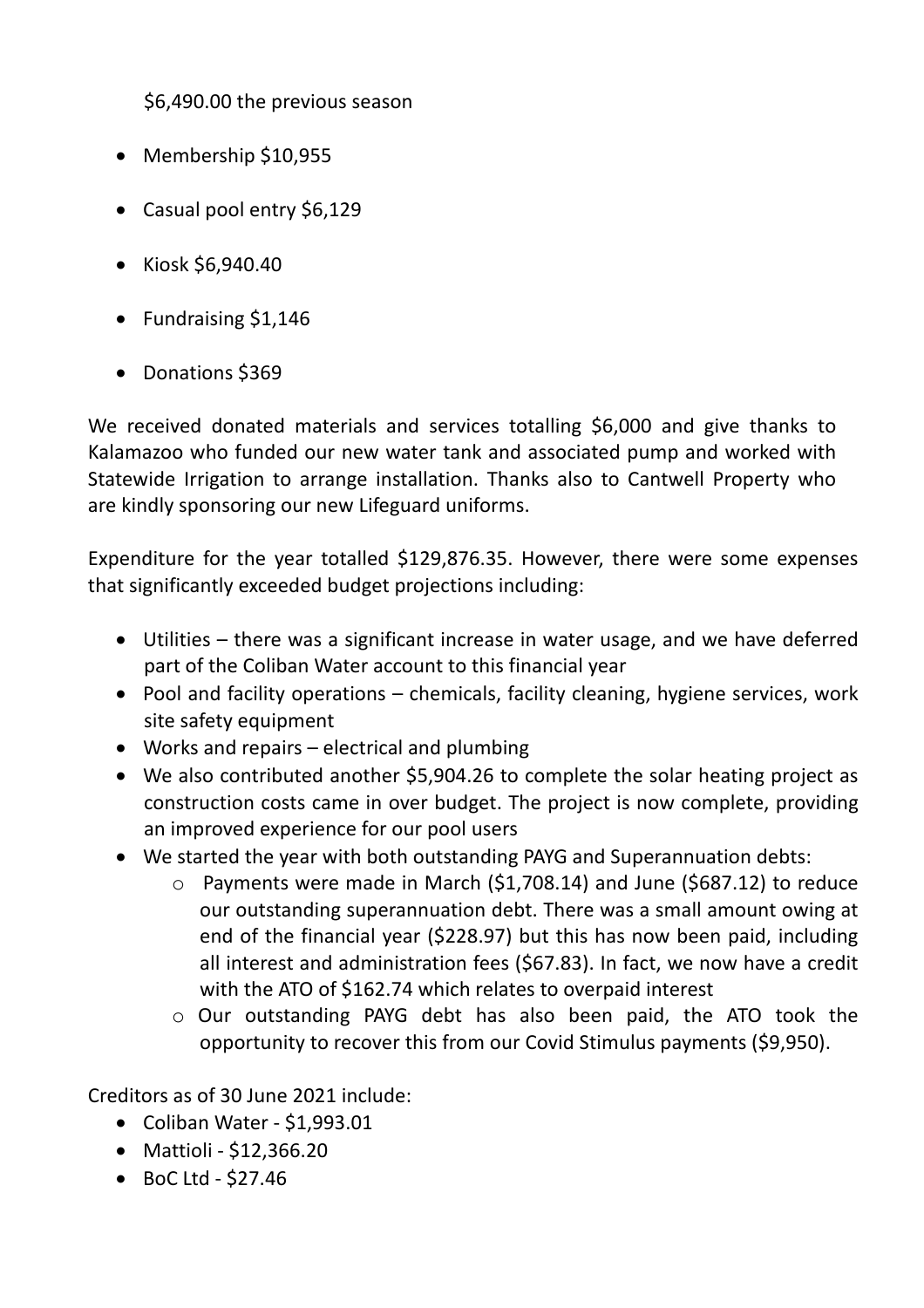$6,490.00 the previous season

- Membership $10,955
- Casual pool entry $6,129
- Kiosk $6,940.40
- Fundraising $1,146
- Donations $369

We received donated materials and services totalling $6,000 and give thanks to Kalamazoo who funded our new water tank and associated pump and worked with Statewide Irrigation to arrange installation. Thanks also to Cantwell Property who are kindly sponsoring our new Lifeguard uniforms.

Expenditure for the year totalled $129,876.35. However, there were some expenses that significantly exceeded budget projections including:

- Utilities – there was a significant increase in water usage, and we have deferred part of the Coliban Water account to this financial year
- Pool and facility operations – chemicals, facility cleaning, hygiene services, work site safety equipment
- Works and repairs – electrical and plumbing
- We also contributed another $5,904.26 to complete the solar heating project as construction costs came in over budget. The project is now complete, providing an improved experience for our pool users
- We started the year with both outstanding PAYG and Superannuation debts:
    - Payments were made in March ($1,708.14) and June ($687.12) to reduce our outstanding superannuation debt. There was a small amount owing at end of the financial year ($228.97) but this has now been paid, including all interest and administration fees ($67.83). In fact, we now have a credit with the ATO of $162.74 which relates to overpaid interest
    - Our outstanding PAYG debt has also been paid, the ATO took the opportunity to recover this from our Covid Stimulus payments ($9,950).

Creditors as of 30 June 2021 include:

- Coliban Water - $1,993.01
- Mattioli - $12,366.20
- BoC Ltd - $27.46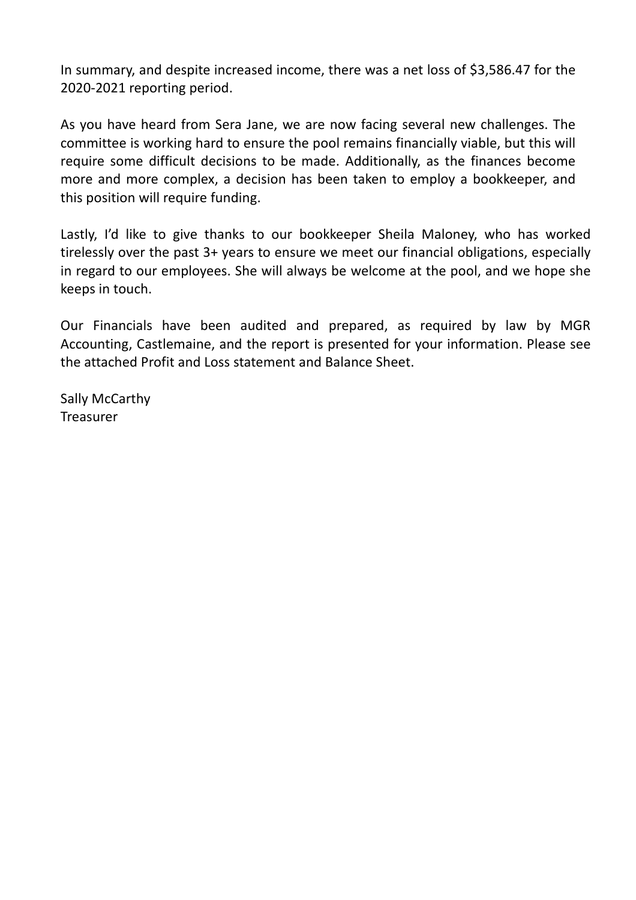In summary, and despite increased income, there was a net loss of $3,586.47 for the 2020-2021 reporting period.

As you have heard from Sera Jane, we are now facing several new challenges. The committee is working hard to ensure the pool remains financially viable, but this will require some difficult decisions to be made. Additionally, as the finances become more and more complex, a decision has been taken to employ a bookkeeper, and this position will require funding.

Lastly, I'd like to give thanks to our bookkeeper Sheila Maloney, who has worked tirelessly over the past 3+ years to ensure we meet our financial obligations, especially in regard to our employees. She will always be welcome at the pool, and we hope she keeps in touch.

Our Financials have been audited and prepared, as required by law by MGR Accounting, Castlemaine, and the report is presented for your information. Please see the attached Profit and Loss statement and Balance Sheet.

Sally McCarthy
Treasurer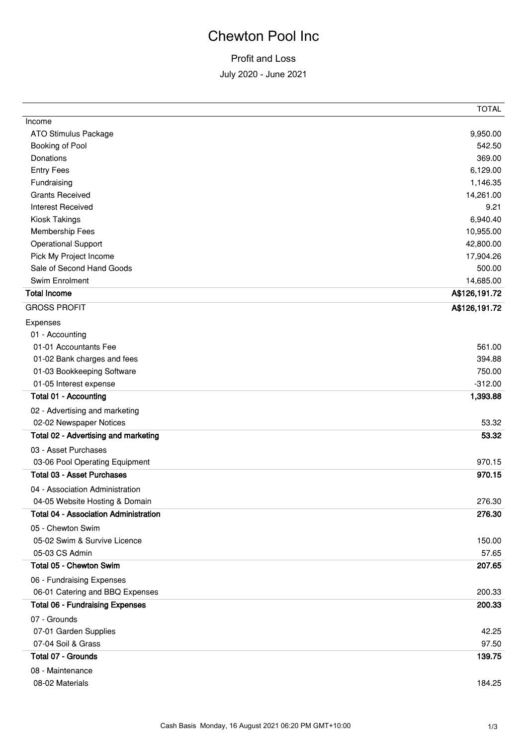# Chewton Pool Inc

## Profit and Loss

July 2020 - June 2021

| | TOTAL |
|---|---|
| Income | |
| ATO Stimulus Package | 9,950.00 |
| Booking of Pool | 542.50 |
| Donations | 369.00 |
| Entry Fees | 6,129.00 |
| Fundraising | 1,146.35 |
| Grants Received | 14,261.00 |
| Interest Received | 9.21 |
| Kiosk Takings | 6,940.40 |
| Membership Fees | 10,955.00 |
| Operational Support | 42,800.00 |
| Pick My Project Income | 17,904.26 |
| Sale of Second Hand Goods | 500.00 |
| Swim Enrolment | 14,685.00 |
| **Total Income** | **A$126,191.72** |
| GROSS PROFIT | **A$126,191.72** |
| Expenses | |
| 01 - Accounting | |
| 01-01 Accountants Fee | 561.00 |
| 01-02 Bank charges and fees | 394.88 |
| 01-03 Bookkeeping Software | 750.00 |
| 01-05 Interest expense | -312.00 |
| **Total 01 - Accounting** | **1,393.88** |
| 02 - Advertising and marketing | |
| 02-02 Newspaper Notices | 53.32 |
| **Total 02 - Advertising and marketing** | **53.32** |
| 03 - Asset Purchases | |
| 03-06 Pool Operating Equipment | 970.15 |
| **Total 03 - Asset Purchases** | **970.15** |
| 04 - Association Administration | |
| 04-05 Website Hosting & Domain | 276.30 |
| **Total 04 - Association Administration** | **276.30** |
| 05 - Chewton Swim | |
| 05-02 Swim & Survive Licence | 150.00 |
| 05-03 CS Admin | 57.65 |
| **Total 05 - Chewton Swim** | **207.65** |
| 06 - Fundraising Expenses | |
| 06-01 Catering and BBQ Expenses | 200.33 |
| **Total 06 - Fundraising Expenses** | **200.33** |
| 07 - Grounds | |
| 07-01 Garden Supplies | 42.25 |
| 07-04 Soil & Grass | 97.50 |
| **Total 07 - Grounds** | **139.75** |
| 08 - Maintenance | |
| 08-02 Materials | 184.25 |

Cash Basis Monday, 16 August 2021 06:20 PM GMT+10:00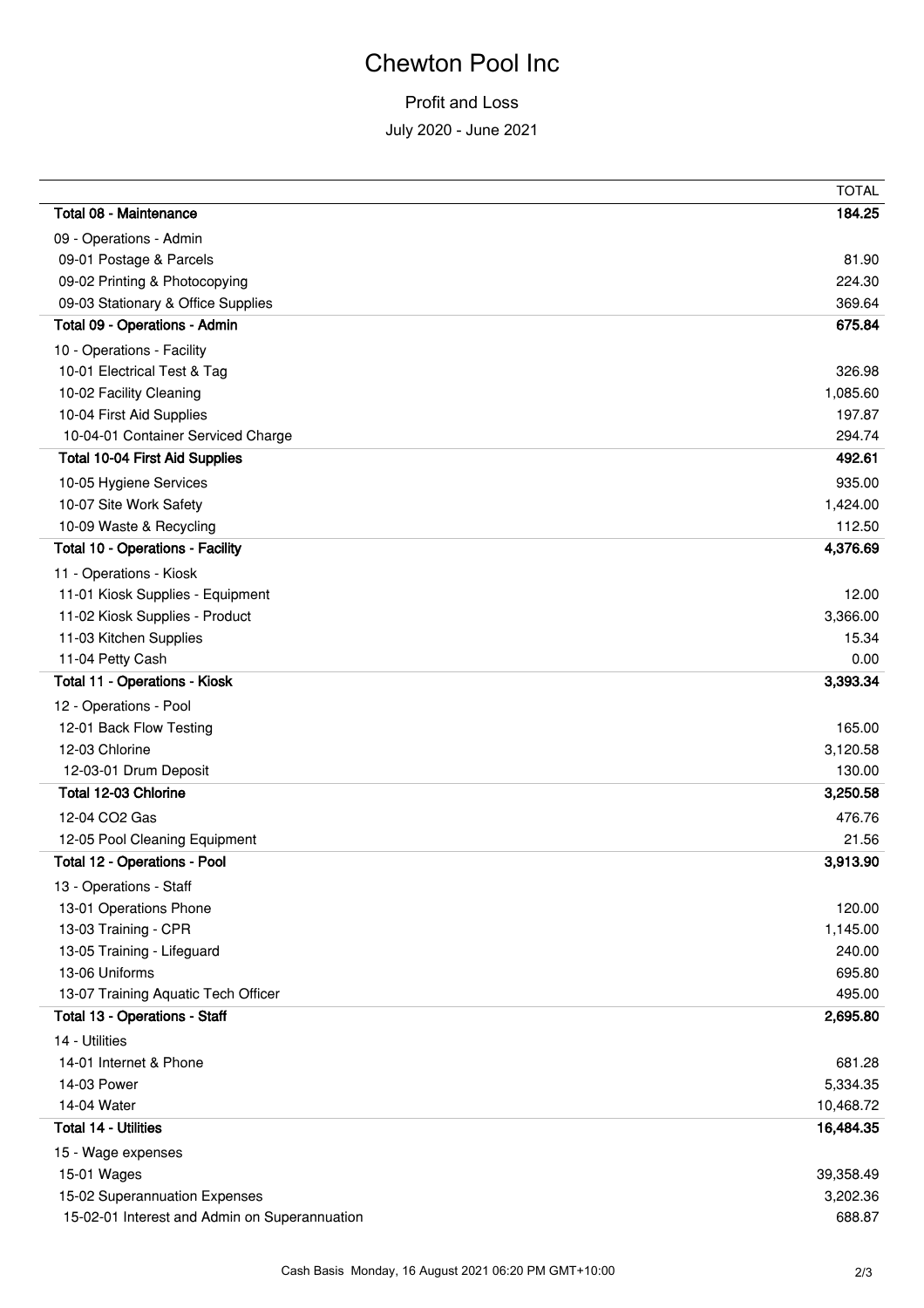# Chewton Pool Inc

## Profit and Loss

July 2020 - June 2021

| | TOTAL |
|---|---|
| **Total 08 - Maintenance** | **184.25** |
| 09 - Operations - Admin | |
| 09-01 Postage & Parcels | 81.90 |
| 09-02 Printing & Photocopying | 224.30 |
| 09-03 Stationary & Office Supplies | 369.64 |
| **Total 09 - Operations - Admin** | **675.84** |
| 10 - Operations - Facility | |
| 10-01 Electrical Test & Tag | 326.98 |
| 10-02 Facility Cleaning | 1,085.60 |
| 10-04 First Aid Supplies | 197.87 |
| 10-04-01 Container Serviced Charge | 294.74 |
| **Total 10-04 First Aid Supplies** | **492.61** |
| 10-05 Hygiene Services | 935.00 |
| 10-07 Site Work Safety | 1,424.00 |
| 10-09 Waste & Recycling | 112.50 |
| **Total 10 - Operations - Facility** | **4,376.69** |
| 11 - Operations - Kiosk | |
| 11-01 Kiosk Supplies - Equipment | 12.00 |
| 11-02 Kiosk Supplies - Product | 3,366.00 |
| 11-03 Kitchen Supplies | 15.34 |
| 11-04 Petty Cash | 0.00 |
| **Total 11 - Operations - Kiosk** | **3,393.34** |
| 12 - Operations - Pool | |
| 12-01 Back Flow Testing | 165.00 |
| 12-03 Chlorine | 3,120.58 |
| 12-03-01 Drum Deposit | 130.00 |
| **Total 12-03 Chlorine** | **3,250.58** |
| 12-04 CO2 Gas | 476.76 |
| 12-05 Pool Cleaning Equipment | 21.56 |
| **Total 12 - Operations - Pool** | **3,913.90** |
| 13 - Operations - Staff | |
| 13-01 Operations Phone | 120.00 |
| 13-03 Training - CPR | 1,145.00 |
| 13-05 Training - Lifeguard | 240.00 |
| 13-06 Uniforms | 695.80 |
| 13-07 Training Aquatic Tech Officer | 495.00 |
| **Total 13 - Operations - Staff** | **2,695.80** |
| 14 - Utilities | |
| 14-01 Internet & Phone | 681.28 |
| 14-03 Power | 5,334.35 |
| 14-04 Water | 10,468.72 |
| **Total 14 - Utilities** | **16,484.35** |
| 15 - Wage expenses | |
| 15-01 Wages | 39,358.49 |
| 15-02 Superannuation Expenses | 3,202.36 |
| 15-02-01 Interest and Admin on Superannuation | 688.87 |

Cash Basis Monday, 16 August 2021 06:20 PM GMT+10:00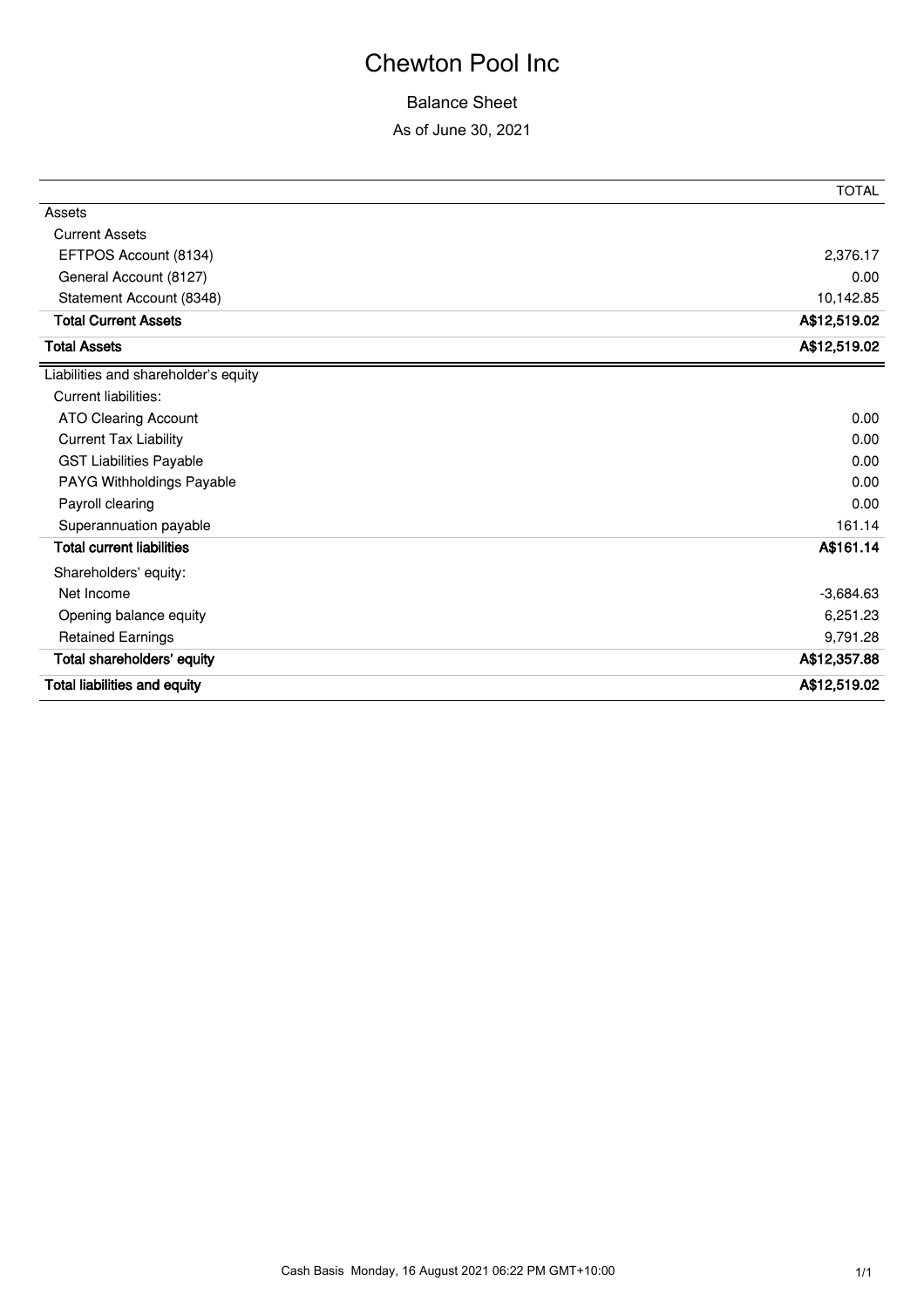# Chewton Pool Inc

## Balance Sheet

As of June 30, 2021

| | TOTAL |
|---|---|
| Assets | |
| Current Assets | |
| EFTPOS Account (8134) | 2,376.17 |
| General Account (8127) | 0.00 |
| Statement Account (8348) | 10,142.85 |
| **Total Current Assets** | **A$12,519.02** |
| **Total Assets** | **A$12,519.02** |
| Liabilities and shareholder's equity | |
| Current liabilities: | |
| ATO Clearing Account | 0.00 |
| Current Tax Liability | 0.00 |
| GST Liabilities Payable | 0.00 |
| PAYG Withholdings Payable | 0.00 |
| Payroll clearing | 0.00 |
| Superannuation payable | 161.14 |
| **Total current liabilities** | **A$161.14** |
| Shareholders' equity: | |
| Net Income | -3,684.63 |
| Opening balance equity | 6,251.23 |
| Retained Earnings | 9,791.28 |
| **Total shareholders' equity** | **A$12,357.88** |
| **Total liabilities and equity** | **A$12,519.02** |

Cash Basis Monday, 16 August 2021 06:22 PM GMT+10:00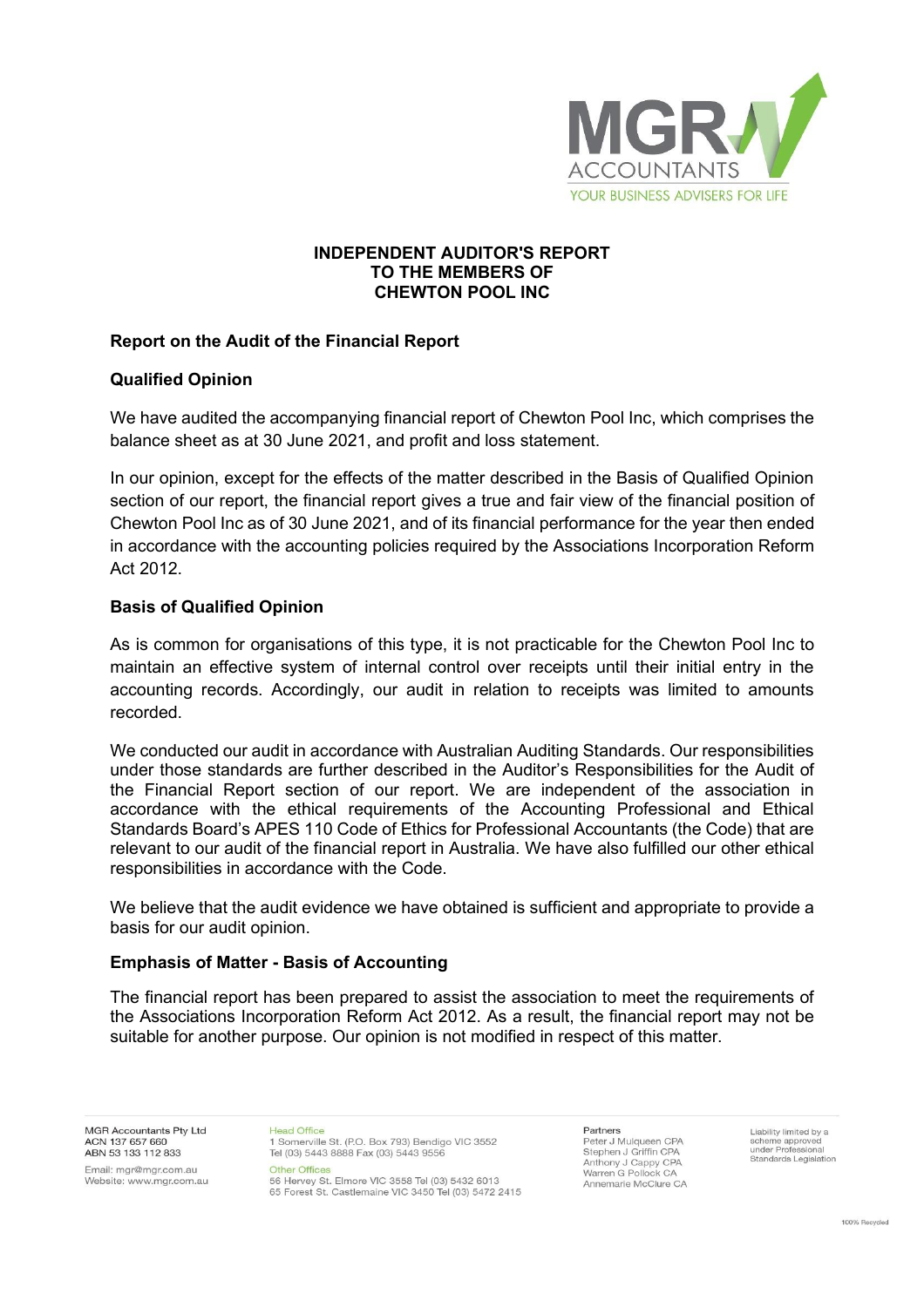# INDEPENDENT AUDITOR'S REPORT
# TO THE MEMBERS OF
# CHEWTON POOL INC

## Report on the Audit of the Financial Report

### Qualified Opinion

We have audited the accompanying financial report of Chewton Pool Inc, which comprises the balance sheet as at 30 June 2021, and profit and loss statement.

In our opinion, except for the effects of the matter described in the Basis of Qualified Opinion section of our report, the financial report gives a true and fair view of the financial position of Chewton Pool Inc as of 30 June 2021, and of its financial performance for the year then ended in accordance with the accounting policies required by the Associations Incorporation Reform Act 2012.

### Basis of Qualified Opinion

As is common for organisations of this type, it is not practicable for the Chewton Pool Inc to maintain an effective system of internal control over receipts until their initial entry in the accounting records. Accordingly, our audit in relation to receipts was limited to amounts recorded.

We conducted our audit in accordance with Australian Auditing Standards. Our responsibilities under those standards are further described in the Auditor's Responsibilities for the Audit of the Financial Report section of our report. We are independent of the association in accordance with the ethical requirements of the Accounting Professional and Ethical Standards Board's APES 110 Code of Ethics for Professional Accountants (the Code) that are relevant to our audit of the financial report in Australia. We have also fulfilled our other ethical responsibilities in accordance with the Code.

We believe that the audit evidence we have obtained is sufficient and appropriate to provide a basis for our audit opinion.

### Emphasis of Matter - Basis of Accounting

The financial report has been prepared to assist the association to meet the requirements of the Associations Incorporation Reform Act 2012. As a result, the financial report may not be suitable for another purpose. Our opinion is not modified in respect of this matter.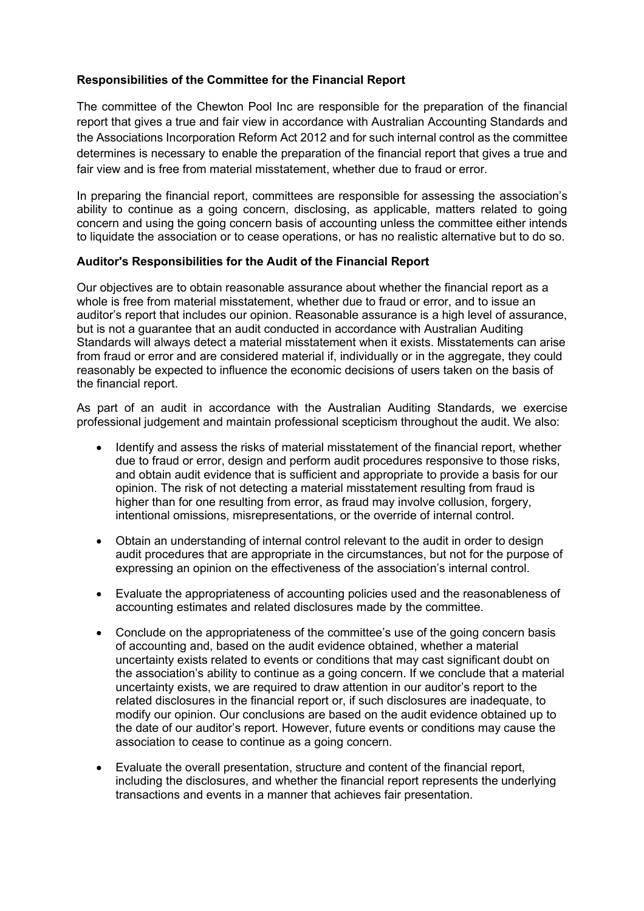**Responsibilities of the Committee for the Financial Report**

The committee of the Chewton Pool Inc are responsible for the preparation of the financial report that gives a true and fair view in accordance with Australian Accounting Standards and the Associations Incorporation Reform Act 2012 and for such internal control as the committee determines is necessary to enable the preparation of the financial report that gives a true and fair view and is free from material misstatement, whether due to fraud or error.

In preparing the financial report, committees are responsible for assessing the association's ability to continue as a going concern, disclosing, as applicable, matters related to going concern and using the going concern basis of accounting unless the committee either intends to liquidate the association or to cease operations, or has no realistic alternative but to do so.

**Auditor's Responsibilities for the Audit of the Financial Report**

Our objectives are to obtain reasonable assurance about whether the financial report as a whole is free from material misstatement, whether due to fraud or error, and to issue an auditor's report that includes our opinion. Reasonable assurance is a high level of assurance, but is not a guarantee that an audit conducted in accordance with Australian Auditing Standards will always detect a material misstatement when it exists. Misstatements can arise from fraud or error and are considered material if, individually or in the aggregate, they could reasonably be expected to influence the economic decisions of users taken on the basis of the financial report.

As part of an audit in accordance with the Australian Auditing Standards, we exercise professional judgement and maintain professional scepticism throughout the audit. We also:

- Identify and assess the risks of material misstatement of the financial report, whether due to fraud or error, design and perform audit procedures responsive to those risks, and obtain audit evidence that is sufficient and appropriate to provide a basis for our opinion. The risk of not detecting a material misstatement resulting from fraud is higher than for one resulting from error, as fraud may involve collusion, forgery, intentional omissions, misrepresentations, or the override of internal control.

- Obtain an understanding of internal control relevant to the audit in order to design audit procedures that are appropriate in the circumstances, but not for the purpose of expressing an opinion on the effectiveness of the association's internal control.

- Evaluate the appropriateness of accounting policies used and the reasonableness of accounting estimates and related disclosures made by the committee.

- Conclude on the appropriateness of the committee's use of the going concern basis of accounting and, based on the audit evidence obtained, whether a material uncertainty exists related to events or conditions that may cast significant doubt on the association's ability to continue as a going concern. If we conclude that a material uncertainty exists, we are required to draw attention in our auditor's report to the related disclosures in the financial report or, if such disclosures are inadequate, to modify our opinion. Our conclusions are based on the audit evidence obtained up to the date of our auditor's report. However, future events or conditions may cause the association to cease to continue as a going concern.

- Evaluate the overall presentation, structure and content of the financial report, including the disclosures, and whether the financial report represents the underlying transactions and events in a manner that achieves fair presentation.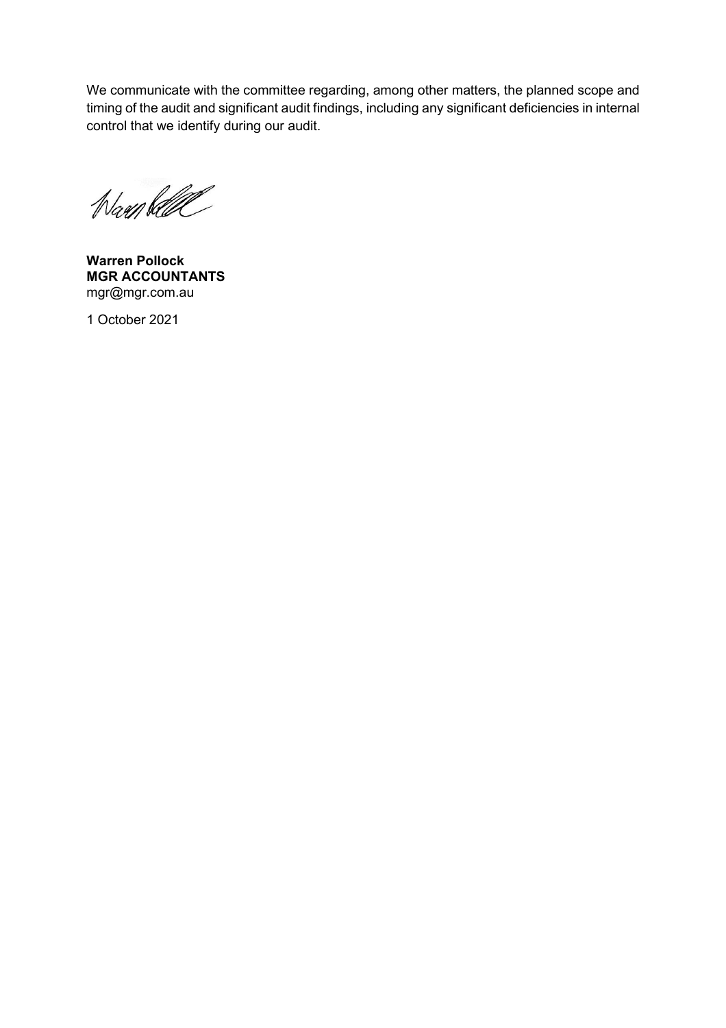We communicate with the committee regarding, among other matters, the planned scope and timing of the audit and significant audit findings, including any significant deficiencies in internal control that we identify during our audit.

**Warren Pollock**
**MGR ACCOUNTANTS**
mgr@mgr.com.au

1 October 2021